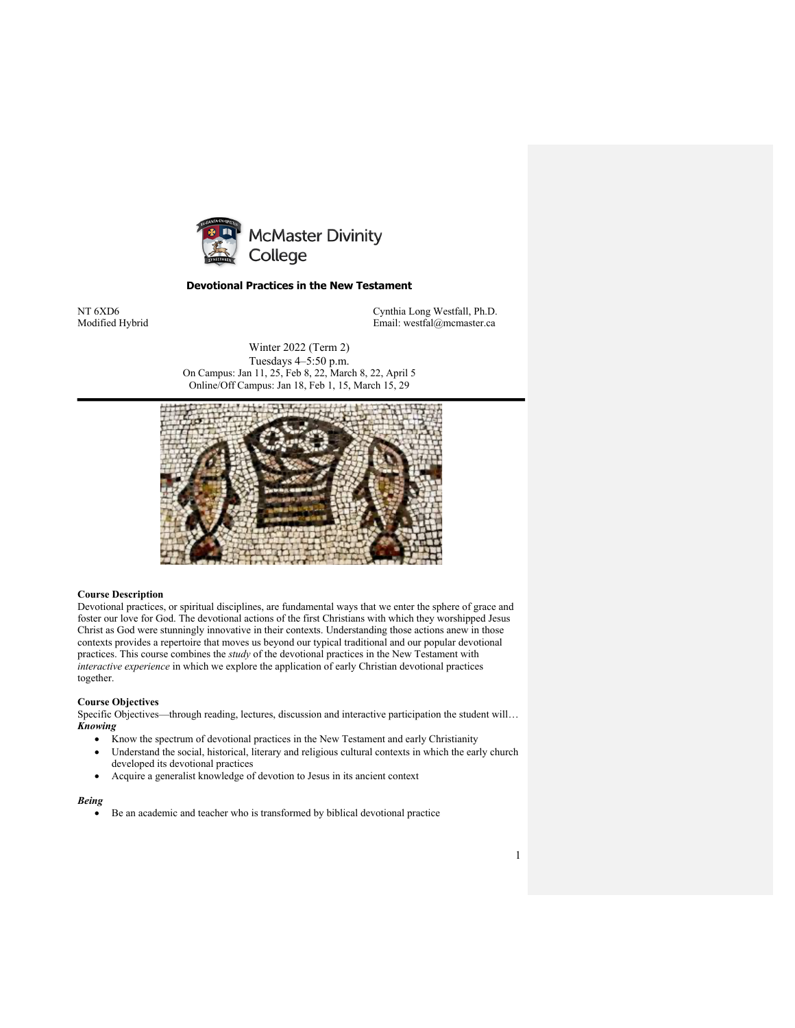McMaster Divinity College

## Devotional Practices in the New Testament

NT 6XD6
Modified Hybrid

Cynthia Long Westfall, Ph.D.
Email: westfal@mcmaster.ca

Winter 2022 (Term 2)
Tuesdays 4–5:50 p.m.
On Campus: Jan 11, 25, Feb 8, 22, March 8, 22, April 5
Online/Off Campus: Jan 18, Feb 1, 15, March 15, 29

---

**Course Description**
Devotional practices, or spiritual disciplines, are fundamental ways that we enter the sphere of grace and foster our love for God. The devotional actions of the first Christians with which they worshipped Jesus Christ as God were stunningly innovative in their contexts. Understanding those actions anew in those contexts provides a repertoire that moves us beyond our typical traditional and our popular devotional practices. This course combines the *study* of the devotional practices in the New Testament with *interactive experience* in which we explore the application of early Christian devotional practices together.

**Course Objectives**
Specific Objectives—through reading, lectures, discussion and interactive participation the student will…

***Knowing***

- Know the spectrum of devotional practices in the New Testament and early Christianity
- Understand the social, historical, literary and religious cultural contexts in which the early church developed its devotional practices
- Acquire a generalist knowledge of devotion to Jesus in its ancient context

***Being***

- Be an academic and teacher who is transformed by biblical devotional practice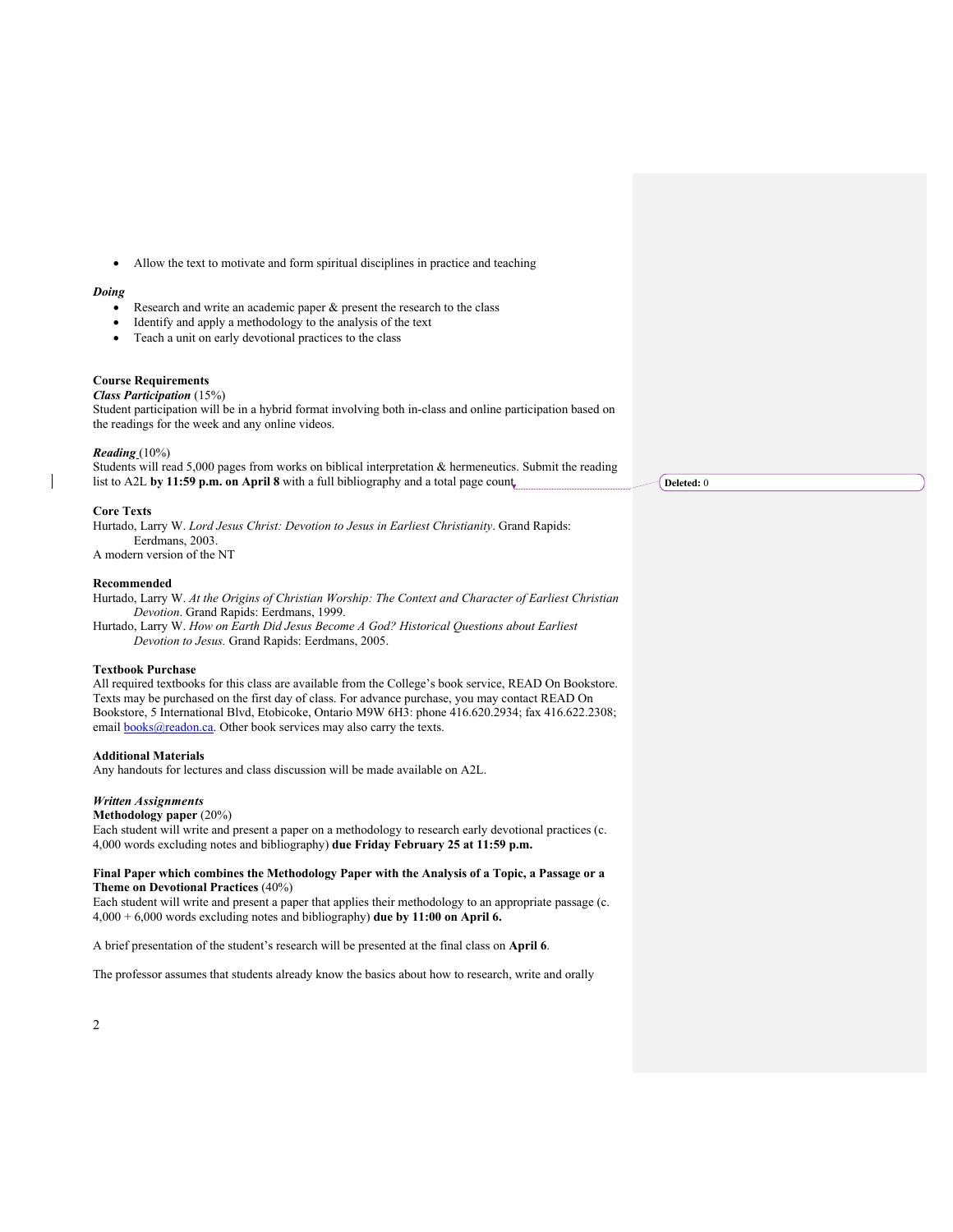- Allow the text to motivate and form spiritual disciplines in practice and teaching

***Doing***

- Research and write an academic paper & present the research to the class
- Identify and apply a methodology to the analysis of the text
- Teach a unit on early devotional practices to the class

**Course Requirements**

***Class Participation*** (15%)

Student participation will be in a hybrid format involving both in-class and online participation based on the readings for the week and any online videos.

***Reading*** (10%)

Students will read 5,000 pages from works on biblical interpretation & hermeneutics. Submit the reading list to A2L **by 11:59 p.m. on April 8** with a full bibliography and a total page count.

**Core Texts**

Hurtado, Larry W. *Lord Jesus Christ: Devotion to Jesus in Earliest Christianity*. Grand Rapids: Eerdmans, 2003.

A modern version of the NT

**Recommended**

Hurtado, Larry W. *At the Origins of Christian Worship: The Context and Character of Earliest Christian Devotion*. Grand Rapids: Eerdmans, 1999.

Hurtado, Larry W. *How on Earth Did Jesus Become A God? Historical Questions about Earliest Devotion to Jesus.* Grand Rapids: Eerdmans, 2005.

**Textbook Purchase**

All required textbooks for this class are available from the College's book service, READ On Bookstore. Texts may be purchased on the first day of class. For advance purchase, you may contact READ On Bookstore, 5 International Blvd, Etobicoke, Ontario M9W 6H3: phone 416.620.2934; fax 416.622.2308; email books@readon.ca. Other book services may also carry the texts.

**Additional Materials**

Any handouts for lectures and class discussion will be made available on A2L.

***Written Assignments***

**Methodology paper** (20%)

Each student will write and present a paper on a methodology to research early devotional practices (c. 4,000 words excluding notes and bibliography) **due Friday February 25 at 11:59 p.m.**

**Final Paper which combines the Methodology Paper with the Analysis of a Topic, a Passage or a Theme on Devotional Practices** (40%)

Each student will write and present a paper that applies their methodology to an appropriate passage (c. 4,000 + 6,000 words excluding notes and bibliography) **due by 11:00 on April 6.**

A brief presentation of the student's research will be presented at the final class on **April 6**.

The professor assumes that students already know the basics about how to research, write and orally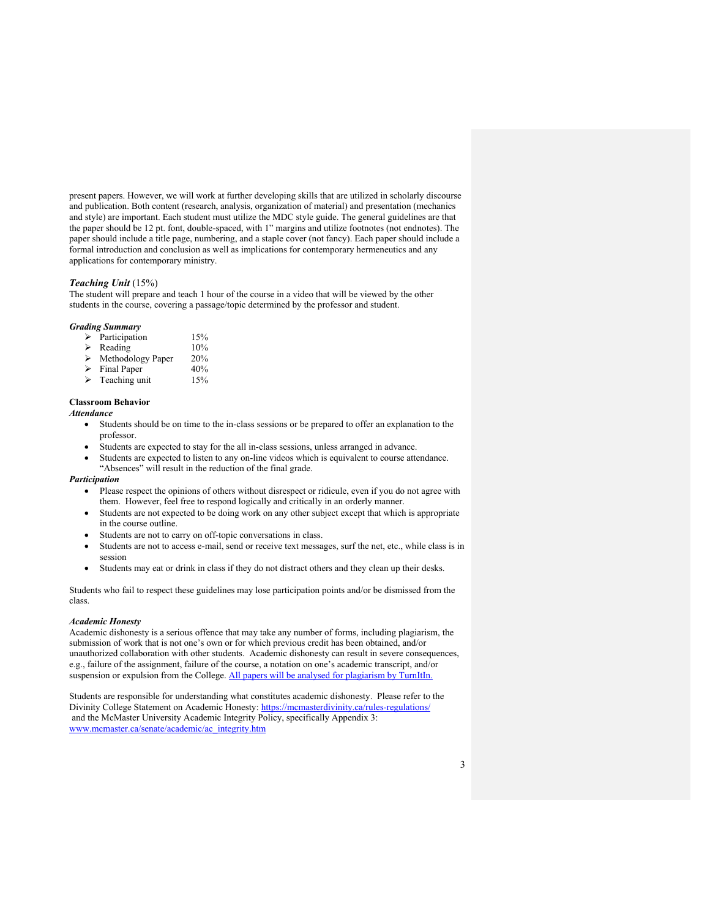present papers. However, we will work at further developing skills that are utilized in scholarly discourse and publication. Both content (research, analysis, organization of material) and presentation (mechanics and style) are important. Each student must utilize the MDC style guide. The general guidelines are that the paper should be 12 pt. font, double-spaced, with 1" margins and utilize footnotes (not endnotes). The paper should include a title page, numbering, and a staple cover (not fancy). Each paper should include a formal introduction and conclusion as well as implications for contemporary hermeneutics and any applications for contemporary ministry.

***Teaching Unit*** (15%)

The student will prepare and teach 1 hour of the course in a video that will be viewed by the other students in the course, covering a passage/topic determined by the professor and student.

***Grading Summary***

- Participation 15%
- Reading 10%
- Methodology Paper 20%
- Final Paper 40%
- Teaching unit 15%

**Classroom Behavior**

***Attendance***

- Students should be on time to the in-class sessions or be prepared to offer an explanation to the professor.
- Students are expected to stay for the all in-class sessions, unless arranged in advance.
- Students are expected to listen to any on-line videos which is equivalent to course attendance. "Absences" will result in the reduction of the final grade.

***Participation***

- Please respect the opinions of others without disrespect or ridicule, even if you do not agree with them. However, feel free to respond logically and critically in an orderly manner.
- Students are not expected to be doing work on any other subject except that which is appropriate in the course outline.
- Students are not to carry on off-topic conversations in class.
- Students are not to access e-mail, send or receive text messages, surf the net, etc., while class is in session
- Students may eat or drink in class if they do not distract others and they clean up their desks.

Students who fail to respect these guidelines may lose participation points and/or be dismissed from the class.

***Academic Honesty***

Academic dishonesty is a serious offence that may take any number of forms, including plagiarism, the submission of work that is not one's own or for which previous credit has been obtained, and/or unauthorized collaboration with other students. Academic dishonesty can result in severe consequences, e.g., failure of the assignment, failure of the course, a notation on one's academic transcript, and/or suspension or expulsion from the College. All papers will be analysed for plagiarism by TurnItIn.

Students are responsible for understanding what constitutes academic dishonesty. Please refer to the Divinity College Statement on Academic Honesty: https://mcmasterdivinity.ca/rules-regulations/ and the McMaster University Academic Integrity Policy, specifically Appendix 3: www.mcmaster.ca/senate/academic/ac_integrity.htm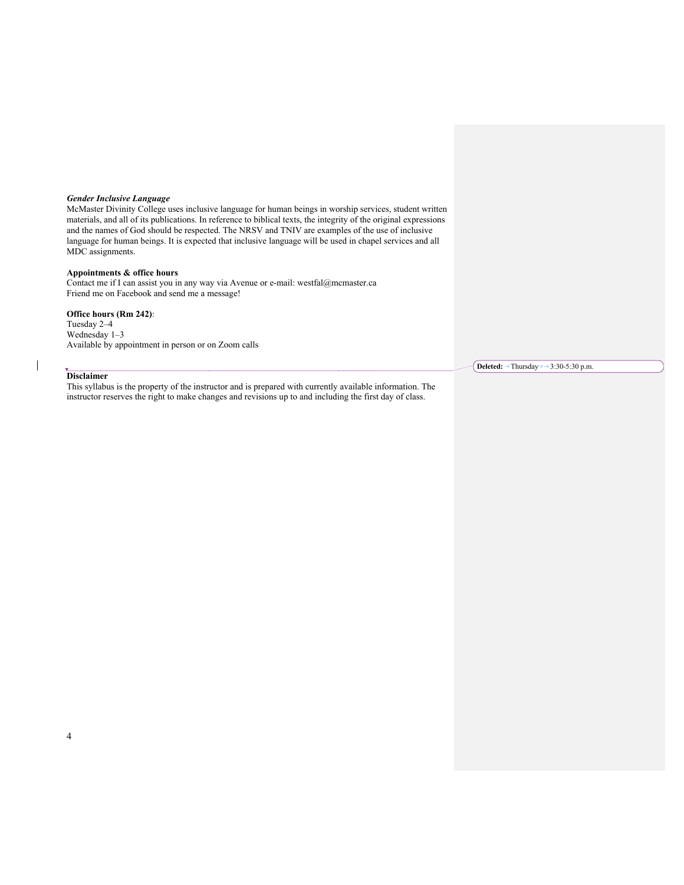***Gender Inclusive Language***

McMaster Divinity College uses inclusive language for human beings in worship services, student written materials, and all of its publications. In reference to biblical texts, the integrity of the original expressions and the names of God should be respected. The NRSV and TNIV are examples of the use of inclusive language for human beings. It is expected that inclusive language will be used in chapel services and all MDC assignments.

**Appointments & office hours**

Contact me if I can assist you in any way via Avenue or e-mail: westfal@mcmaster.ca
Friend me on Facebook and send me a message!

**Office hours (Rm 242)**:
Tuesday 2–4
Wednesday 1–3
Available by appointment in person or on Zoom calls

**Disclaimer**

This syllabus is the property of the instructor and is prepared with currently available information. The instructor reserves the right to make changes and revisions up to and including the first day of class.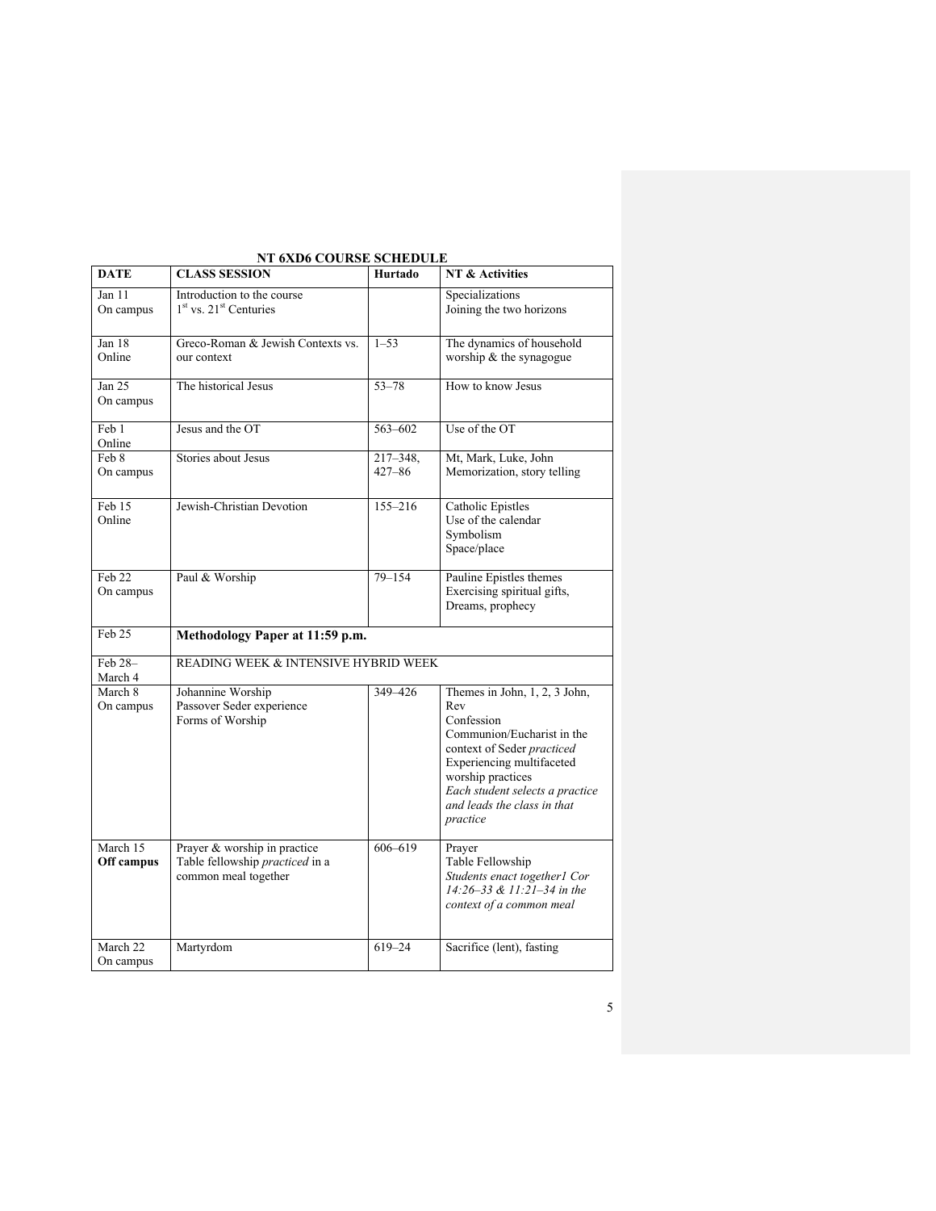## NT 6XD6 COURSE SCHEDULE

| DATE | CLASS SESSION | Hurtado | NT & Activities |
|---|---|---|---|
| Jan 11<br>On campus | Introduction to the course<br>1st vs. 21st Centuries | | Specializations<br>Joining the two horizons |
| Jan 18<br>Online | Greco-Roman & Jewish Contexts vs. our context | 1–53 | The dynamics of household worship & the synagogue |
| Jan 25<br>On campus | The historical Jesus | 53–78 | How to know Jesus |
| Feb 1<br>Online | Jesus and the OT | 563–602 | Use of the OT |
| Feb 8<br>On campus | Stories about Jesus | 217–348, 427–86 | Mt, Mark, Luke, John<br>Memorization, story telling |
| Feb 15<br>Online | Jewish-Christian Devotion | 155–216 | Catholic Epistles<br>Use of the calendar<br>Symbolism<br>Space/place |
| Feb 22<br>On campus | Paul & Worship | 79–154 | Pauline Epistles themes<br>Exercising spiritual gifts, Dreams, prophecy |
| Feb 25 | **Methodology Paper at 11:59 p.m.** | | |
| Feb 28–March 4 | READING WEEK & INTENSIVE HYBRID WEEK | | |
| March 8<br>On campus | Johannine Worship<br>Passover Seder experience<br>Forms of Worship | 349–426 | Themes in John, 1, 2, 3 John, Rev<br>Confession<br>Communion/Eucharist in the context of Seder *practiced*<br>Experiencing multifaceted worship practices<br>*Each student selects a practice and leads the class in that practice* |
| March 15<br>**Off campus** | Prayer & worship in practice<br>Table fellowship *practiced* in a common meal together | 606–619 | Prayer<br>Table Fellowship<br>*Students enact together1 Cor 14:26–33 & 11:21–34 in the context of a common meal* |
| March 22<br>On campus | Martyrdom | 619–24 | Sacrifice (lent), fasting |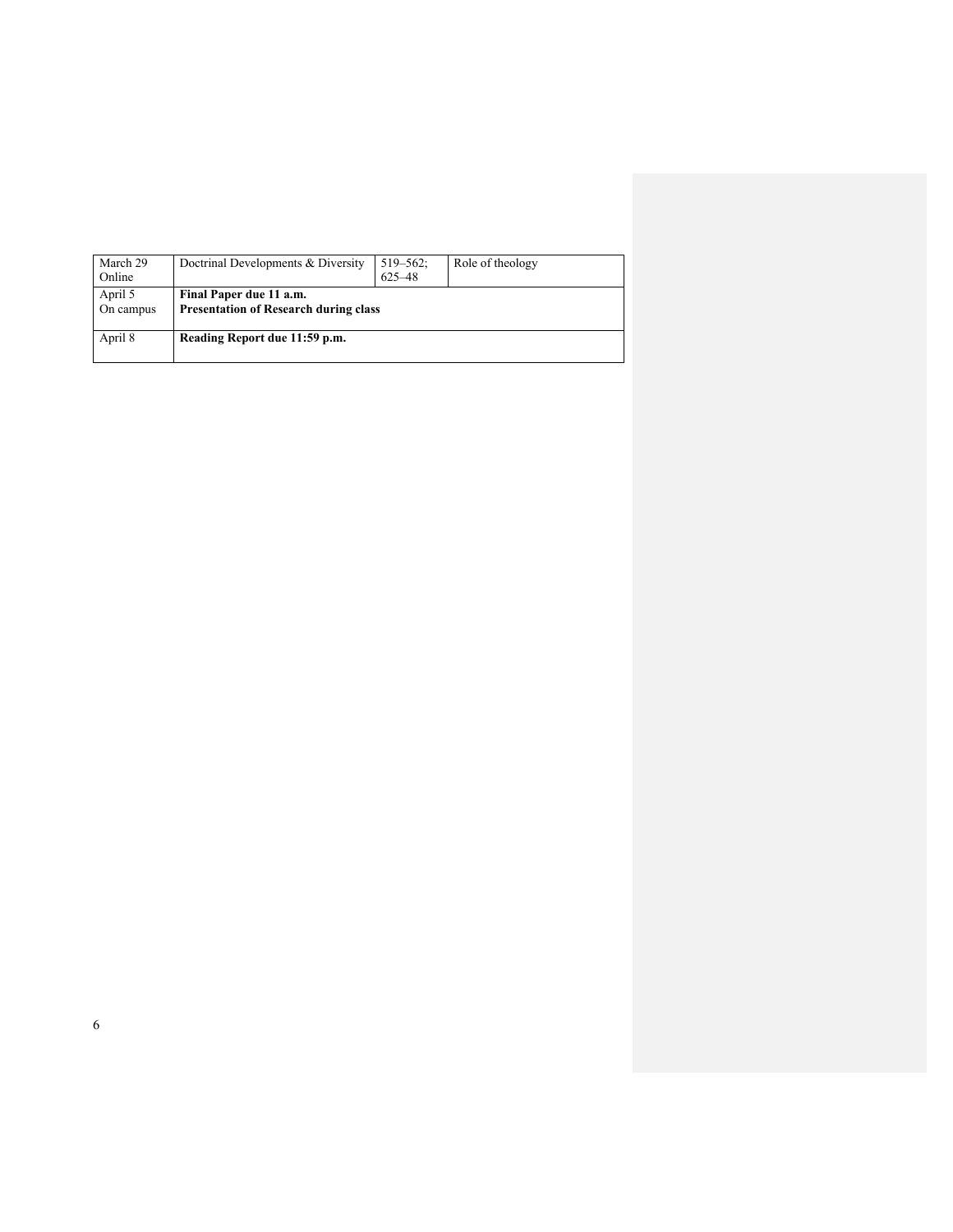| March 29 Online | Doctrinal Developments & Diversity | 519–562; 625–48 | Role of theology |
|---|---|---|---|
| April 5 On campus | **Final Paper due 11 a.m.** **Presentation of Research during class** | | |
| April 8 | **Reading Report due 11:59 p.m.** | | |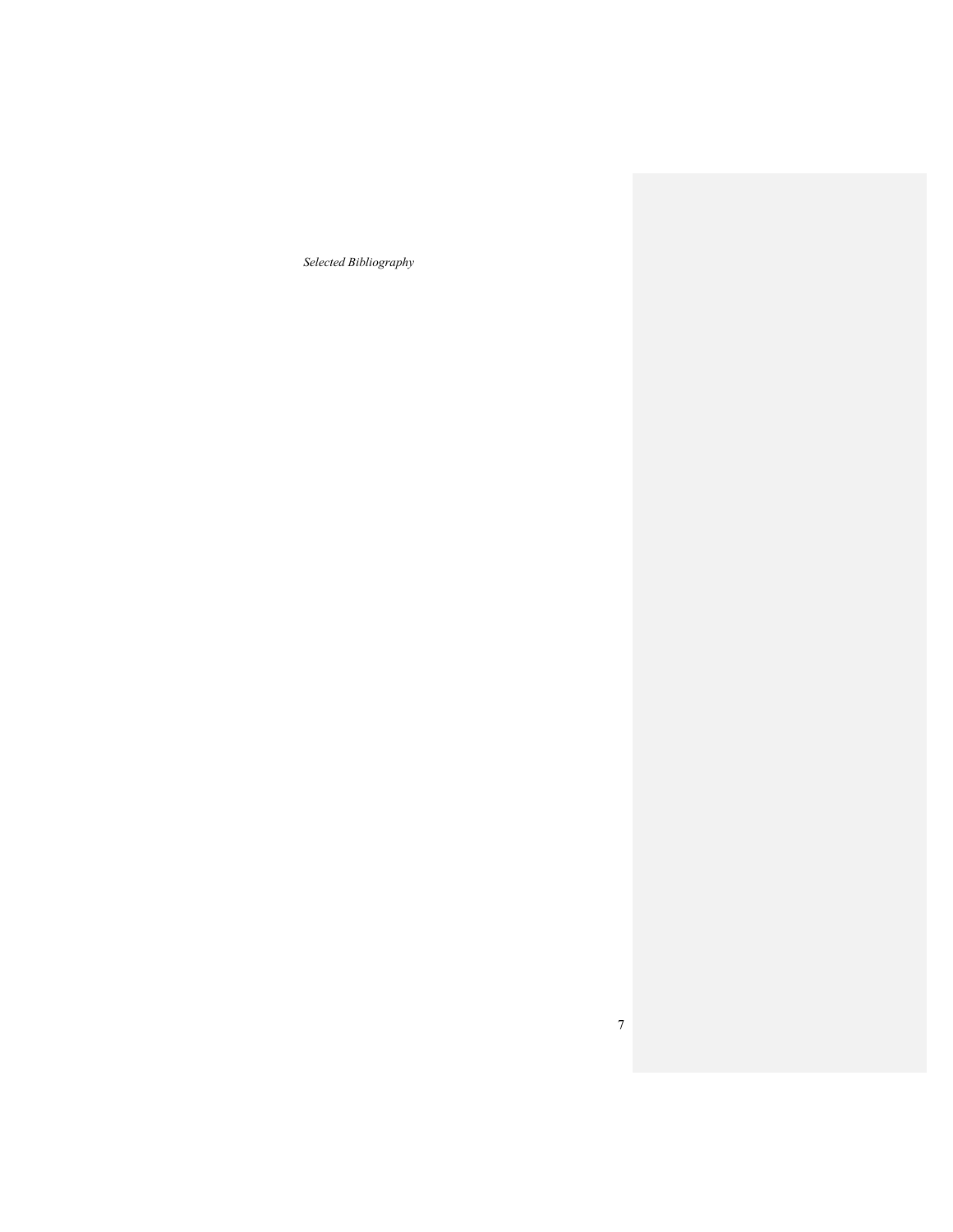*Selected Bibliography*